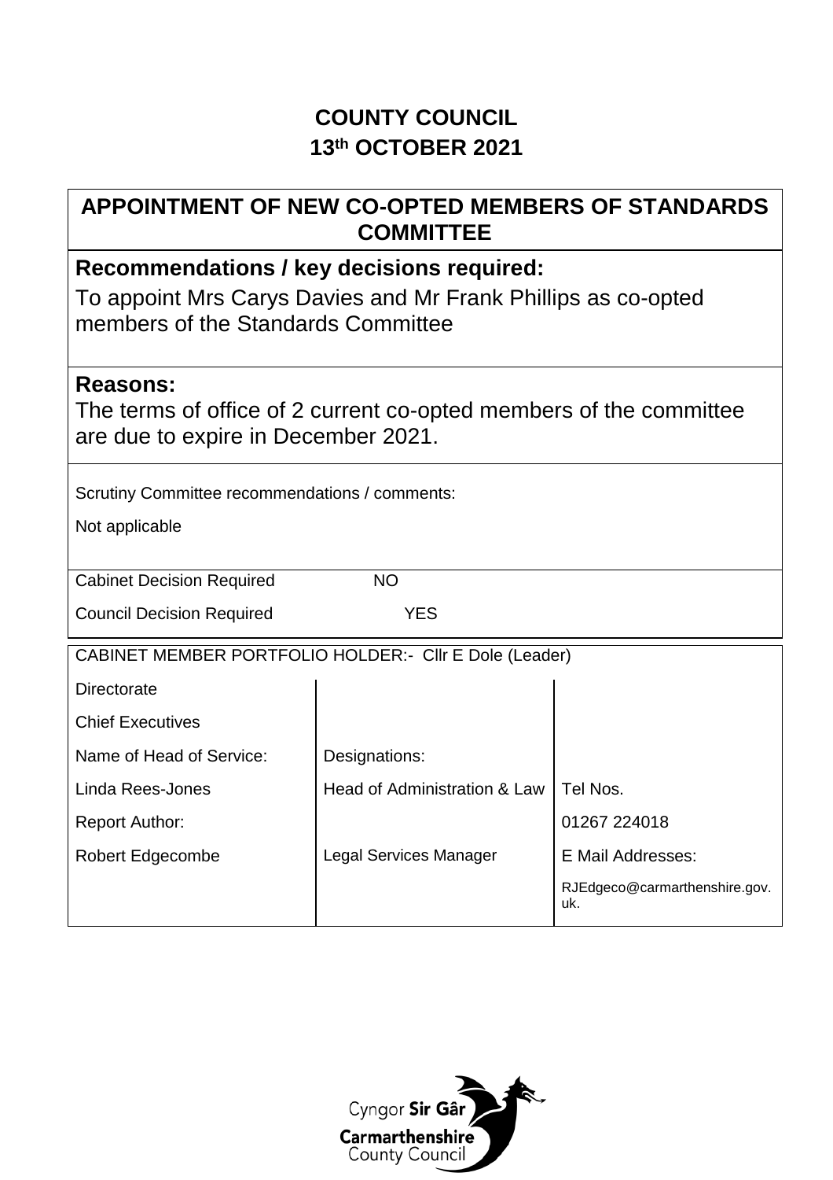# COUNTY COUNCIL
# 13th OCTOBER 2021

## APPOINTMENT OF NEW CO-OPTED MEMBERS OF STANDARDS COMMITTEE

### Recommendations / key decisions required:

To appoint Mrs Carys Davies and Mr Frank Phillips as co-opted members of the Standards Committee

### Reasons:

The terms of office of 2 current co-opted members of the committee are due to expire in December 2021.

Scrutiny Committee recommendations / comments:

Not applicable

Cabinet Decision Required NO

Council Decision Required YES

CABINET MEMBER PORTFOLIO HOLDER:- Cllr E Dole (Leader)

| | | |
|---|---|---|
| Directorate | | |
| Chief Executives | | |
| Name of Head of Service: | Designations: | |
| Linda Rees-Jones | Head of Administration & Law | Tel Nos. |
| Report Author: | | 01267 224018 |
| Robert Edgecombe | Legal Services Manager | E Mail Addresses: |
| | | RJEdgeco@carmarthenshire.gov.uk. |

Cyngor Sir Gâr
Carmarthenshire County Council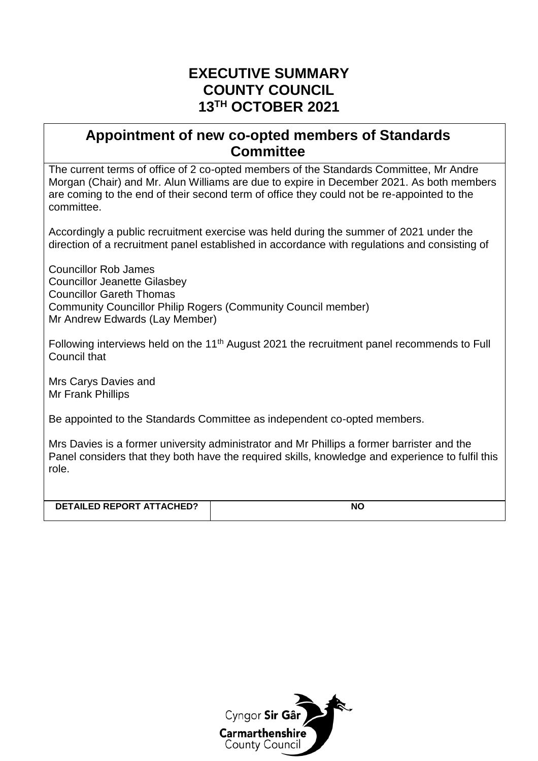# EXECUTIVE SUMMARY
# COUNTY COUNCIL
# 13TH OCTOBER 2021

## Appointment of new co-opted members of Standards Committee

The current terms of office of 2 co-opted members of the Standards Committee, Mr Andre Morgan (Chair) and Mr. Alun Williams are due to expire in December 2021. As both members are coming to the end of their second term of office they could not be re-appointed to the committee.

Accordingly a public recruitment exercise was held during the summer of 2021 under the direction of a recruitment panel established in accordance with regulations and consisting of

Councillor Rob James
Councillor Jeanette Gilasbey
Councillor Gareth Thomas
Community Councillor Philip Rogers (Community Council member)
Mr Andrew Edwards (Lay Member)

Following interviews held on the 11th August 2021 the recruitment panel recommends to Full Council that

Mrs Carys Davies and
Mr Frank Phillips

Be appointed to the Standards Committee as independent co-opted members.

Mrs Davies is a former university administrator and Mr Phillips a former barrister and the Panel considers that they both have the required skills, knowledge and experience to fulfil this role.

| | |
|---|---|
| **DETAILED REPORT ATTACHED?** | **NO** |

Cyngor **Sir Gâr**
**Carmarthenshire**
County Council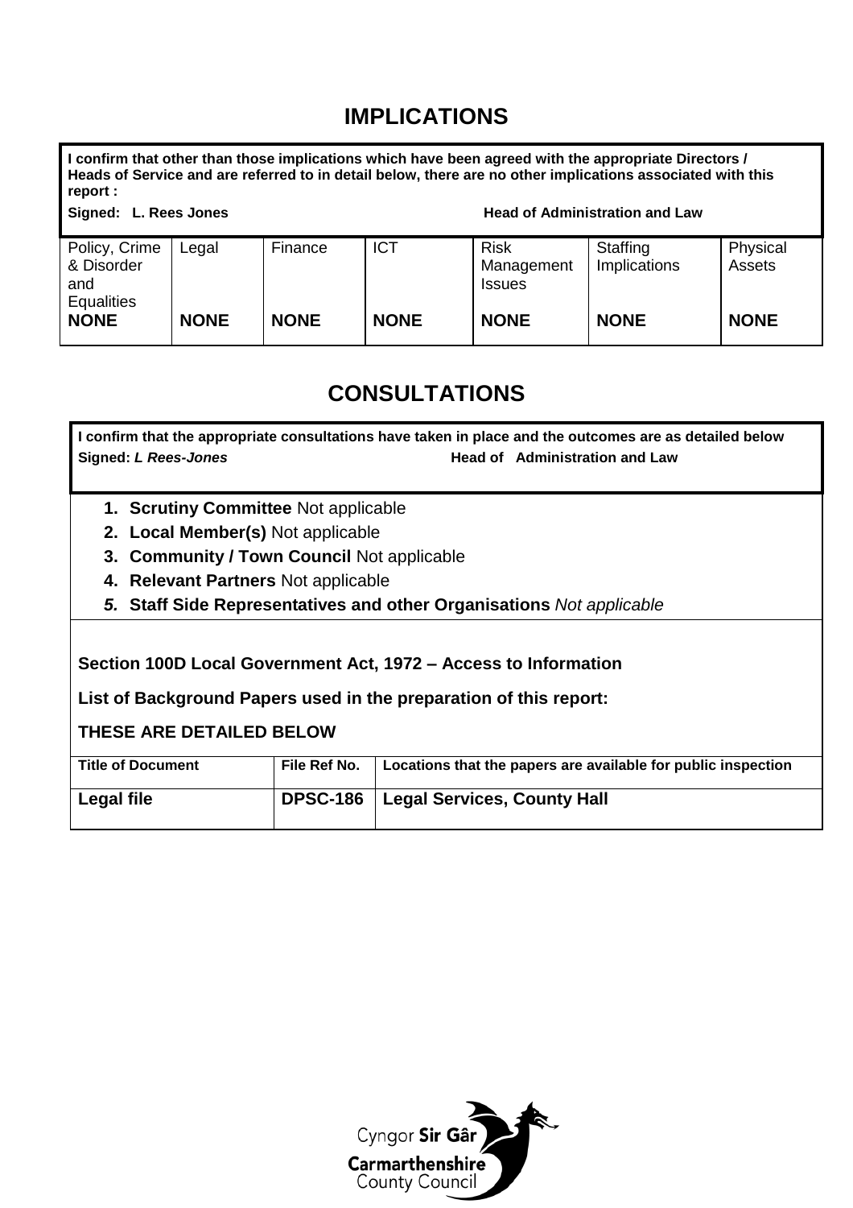# IMPLICATIONS

**I confirm that other than those implications which have been agreed with the appropriate Directors / Heads of Service and are referred to in detail below, there are no other implications associated with this report :**

**Signed: L. Rees Jones** **Head of Administration and Law**

| Policy, Crime & Disorder and Equalities | Legal | Finance | ICT | Risk Management Issues | Staffing Implications | Physical Assets |
|---|---|---|---|---|---|---|
| **NONE** | **NONE** | **NONE** | **NONE** | **NONE** | **NONE** | **NONE** |

# CONSULTATIONS

**I confirm that the appropriate consultations have taken in place and the outcomes are as detailed below**

**Signed:** ***L Rees-Jones*** **Head of Administration and Law**

1. **Scrutiny Committee** Not applicable
2. **Local Member(s)** Not applicable
3. **Community / Town Council** Not applicable
4. **Relevant Partners** Not applicable
5. **Staff Side Representatives and other Organisations** *Not applicable*

**Section 100D Local Government Act, 1972 – Access to Information**

**List of Background Papers used in the preparation of this report:**

**THESE ARE DETAILED BELOW**

| Title of Document | File Ref No. | Locations that the papers are available for public inspection |
|---|---|---|
| **Legal file** | **DPSC-186** | **Legal Services, County Hall** |

Cyngor **Sir Gâr**
**Carmarthenshire**
County Council